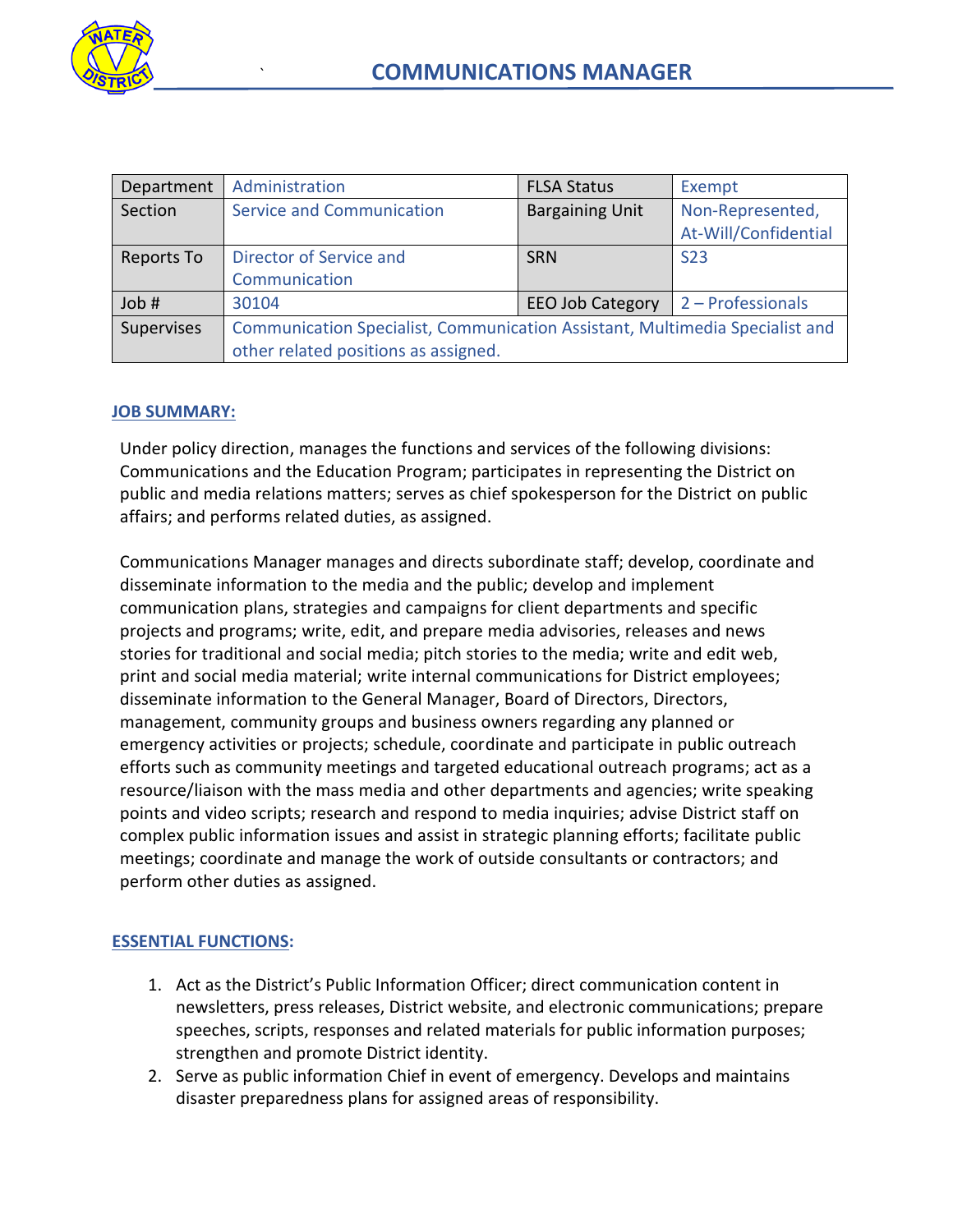# COMMUNICATIONS MANAGER

| Department | Administration | FLSA Status | Exempt |
|---|---|---|---|
| Section | Service and Communication | Bargaining Unit | Non-Represented, At-Will/Confidential |
| Reports To | Director of Service and Communication | SRN | S23 |
| Job # | 30104 | EEO Job Category | 2 – Professionals |
| Supervises | Communication Specialist, Communication Assistant, Multimedia Specialist and other related positions as assigned. | | |

## JOB SUMMARY:

Under policy direction, manages the functions and services of the following divisions: Communications and the Education Program; participates in representing the District on public and media relations matters; serves as chief spokesperson for the District on public affairs; and performs related duties, as assigned.

Communications Manager manages and directs subordinate staff; develop, coordinate and disseminate information to the media and the public; develop and implement communication plans, strategies and campaigns for client departments and specific projects and programs; write, edit, and prepare media advisories, releases and news stories for traditional and social media; pitch stories to the media; write and edit web, print and social media material; write internal communications for District employees; disseminate information to the General Manager, Board of Directors, Directors, management, community groups and business owners regarding any planned or emergency activities or projects; schedule, coordinate and participate in public outreach efforts such as community meetings and targeted educational outreach programs; act as a resource/liaison with the mass media and other departments and agencies; write speaking points and video scripts; research and respond to media inquiries; advise District staff on complex public information issues and assist in strategic planning efforts; facilitate public meetings; coordinate and manage the work of outside consultants or contractors; and perform other duties as assigned.

## ESSENTIAL FUNCTIONS:

1. Act as the District's Public Information Officer; direct communication content in newsletters, press releases, District website, and electronic communications; prepare speeches, scripts, responses and related materials for public information purposes; strengthen and promote District identity.
2. Serve as public information Chief in event of emergency. Develops and maintains disaster preparedness plans for assigned areas of responsibility.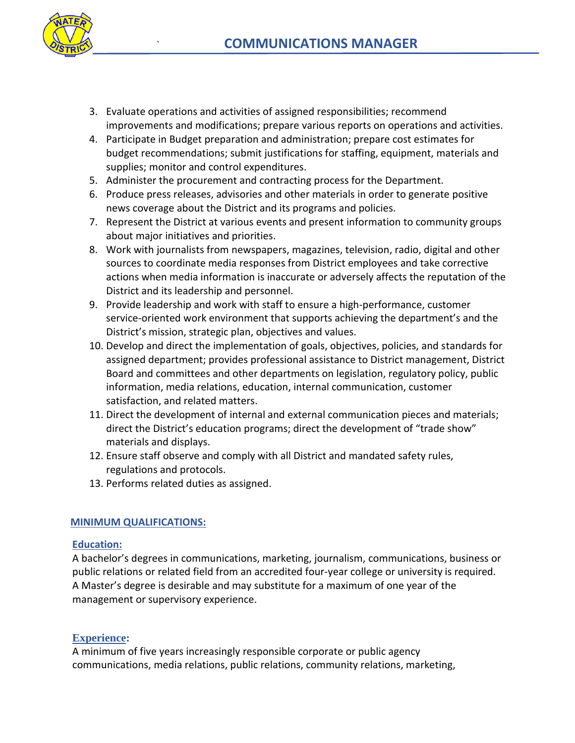3. Evaluate operations and activities of assigned responsibilities; recommend improvements and modifications; prepare various reports on operations and activities.
4. Participate in Budget preparation and administration; prepare cost estimates for budget recommendations; submit justifications for staffing, equipment, materials and supplies; monitor and control expenditures.
5. Administer the procurement and contracting process for the Department.
6. Produce press releases, advisories and other materials in order to generate positive news coverage about the District and its programs and policies.
7. Represent the District at various events and present information to community groups about major initiatives and priorities.
8. Work with journalists from newspapers, magazines, television, radio, digital and other sources to coordinate media responses from District employees and take corrective actions when media information is inaccurate or adversely affects the reputation of the District and its leadership and personnel.
9. Provide leadership and work with staff to ensure a high-performance, customer service-oriented work environment that supports achieving the department's and the District's mission, strategic plan, objectives and values.
10. Develop and direct the implementation of goals, objectives, policies, and standards for assigned department; provides professional assistance to District management, District Board and committees and other departments on legislation, regulatory policy, public information, media relations, education, internal communication, customer satisfaction, and related matters.
11. Direct the development of internal and external communication pieces and materials; direct the District's education programs; direct the development of "trade show" materials and displays.
12. Ensure staff observe and comply with all District and mandated safety rules, regulations and protocols.
13. Performs related duties as assigned.

## MINIMUM QUALIFICATIONS:

### Education:

A bachelor's degrees in communications, marketing, journalism, communications, business or public relations or related field from an accredited four-year college or university is required. A Master's degree is desirable and may substitute for a maximum of one year of the management or supervisory experience.

### Experience:

A minimum of five years increasingly responsible corporate or public agency communications, media relations, public relations, community relations, marketing,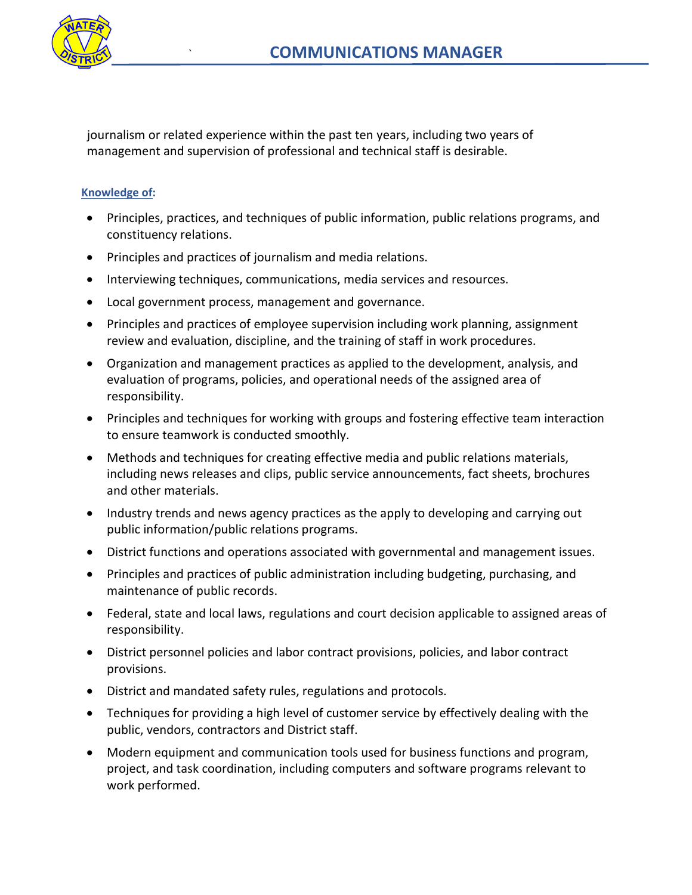journalism or related experience within the past ten years, including two years of management and supervision of professional and technical staff is desirable.

**Knowledge of:**

- Principles, practices, and techniques of public information, public relations programs, and constituency relations.
- Principles and practices of journalism and media relations.
- Interviewing techniques, communications, media services and resources.
- Local government process, management and governance.
- Principles and practices of employee supervision including work planning, assignment review and evaluation, discipline, and the training of staff in work procedures.
- Organization and management practices as applied to the development, analysis, and evaluation of programs, policies, and operational needs of the assigned area of responsibility.
- Principles and techniques for working with groups and fostering effective team interaction to ensure teamwork is conducted smoothly.
- Methods and techniques for creating effective media and public relations materials, including news releases and clips, public service announcements, fact sheets, brochures and other materials.
- Industry trends and news agency practices as the apply to developing and carrying out public information/public relations programs.
- District functions and operations associated with governmental and management issues.
- Principles and practices of public administration including budgeting, purchasing, and maintenance of public records.
- Federal, state and local laws, regulations and court decision applicable to assigned areas of responsibility.
- District personnel policies and labor contract provisions, policies, and labor contract provisions.
- District and mandated safety rules, regulations and protocols.
- Techniques for providing a high level of customer service by effectively dealing with the public, vendors, contractors and District staff.
- Modern equipment and communication tools used for business functions and program, project, and task coordination, including computers and software programs relevant to work performed.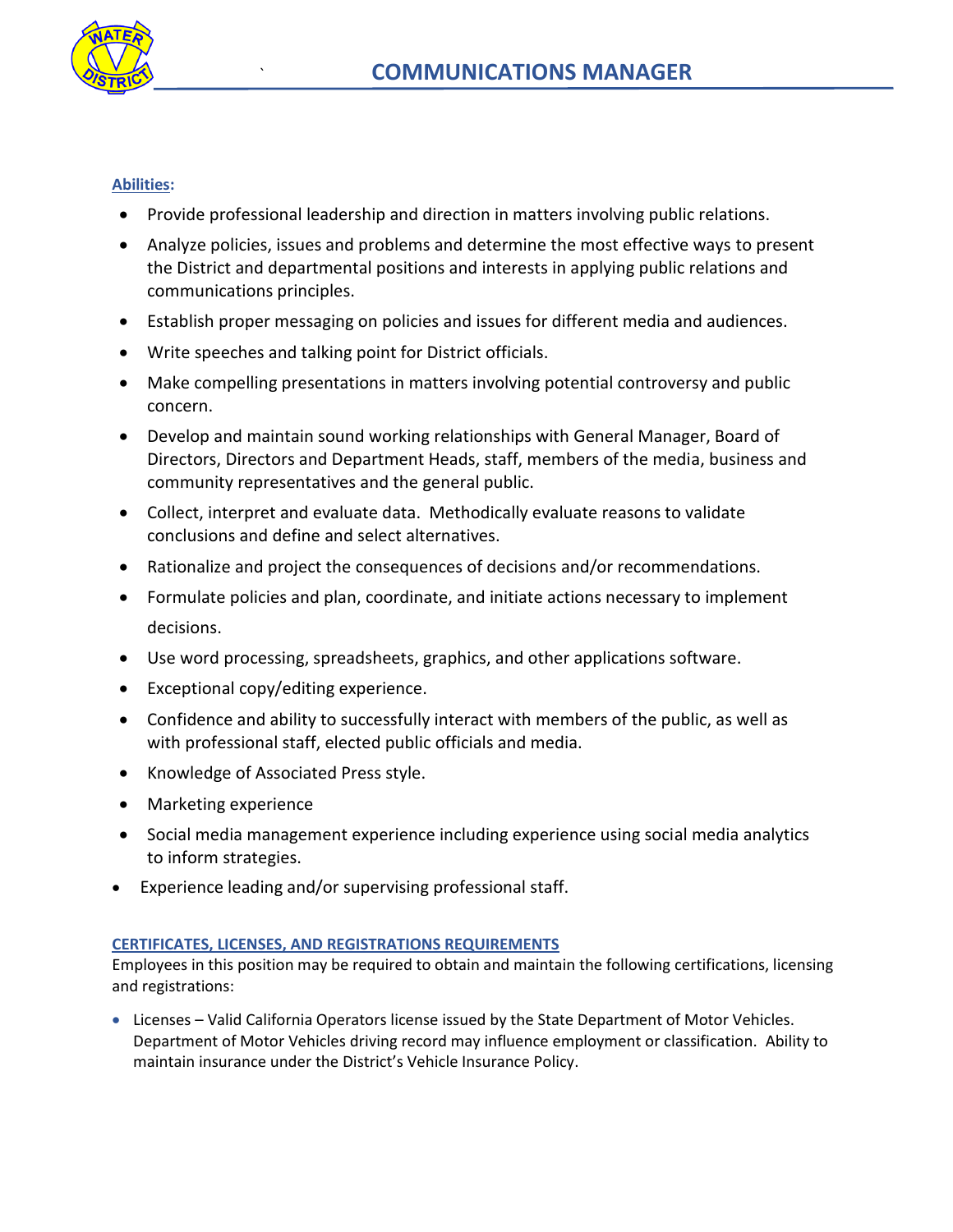**Abilities:**

- Provide professional leadership and direction in matters involving public relations.
- Analyze policies, issues and problems and determine the most effective ways to present the District and departmental positions and interests in applying public relations and communications principles.
- Establish proper messaging on policies and issues for different media and audiences.
- Write speeches and talking point for District officials.
- Make compelling presentations in matters involving potential controversy and public concern.
- Develop and maintain sound working relationships with General Manager, Board of Directors, Directors and Department Heads, staff, members of the media, business and community representatives and the general public.
- Collect, interpret and evaluate data. Methodically evaluate reasons to validate conclusions and define and select alternatives.
- Rationalize and project the consequences of decisions and/or recommendations.
- Formulate policies and plan, coordinate, and initiate actions necessary to implement decisions.
- Use word processing, spreadsheets, graphics, and other applications software.
- Exceptional copy/editing experience.
- Confidence and ability to successfully interact with members of the public, as well as with professional staff, elected public officials and media.
- Knowledge of Associated Press style.
- Marketing experience
- Social media management experience including experience using social media analytics to inform strategies.
- Experience leading and/or supervising professional staff.

**CERTIFICATES, LICENSES, AND REGISTRATIONS REQUIREMENTS**

Employees in this position may be required to obtain and maintain the following certifications, licensing and registrations:

- Licenses – Valid California Operators license issued by the State Department of Motor Vehicles. Department of Motor Vehicles driving record may influence employment or classification. Ability to maintain insurance under the District's Vehicle Insurance Policy.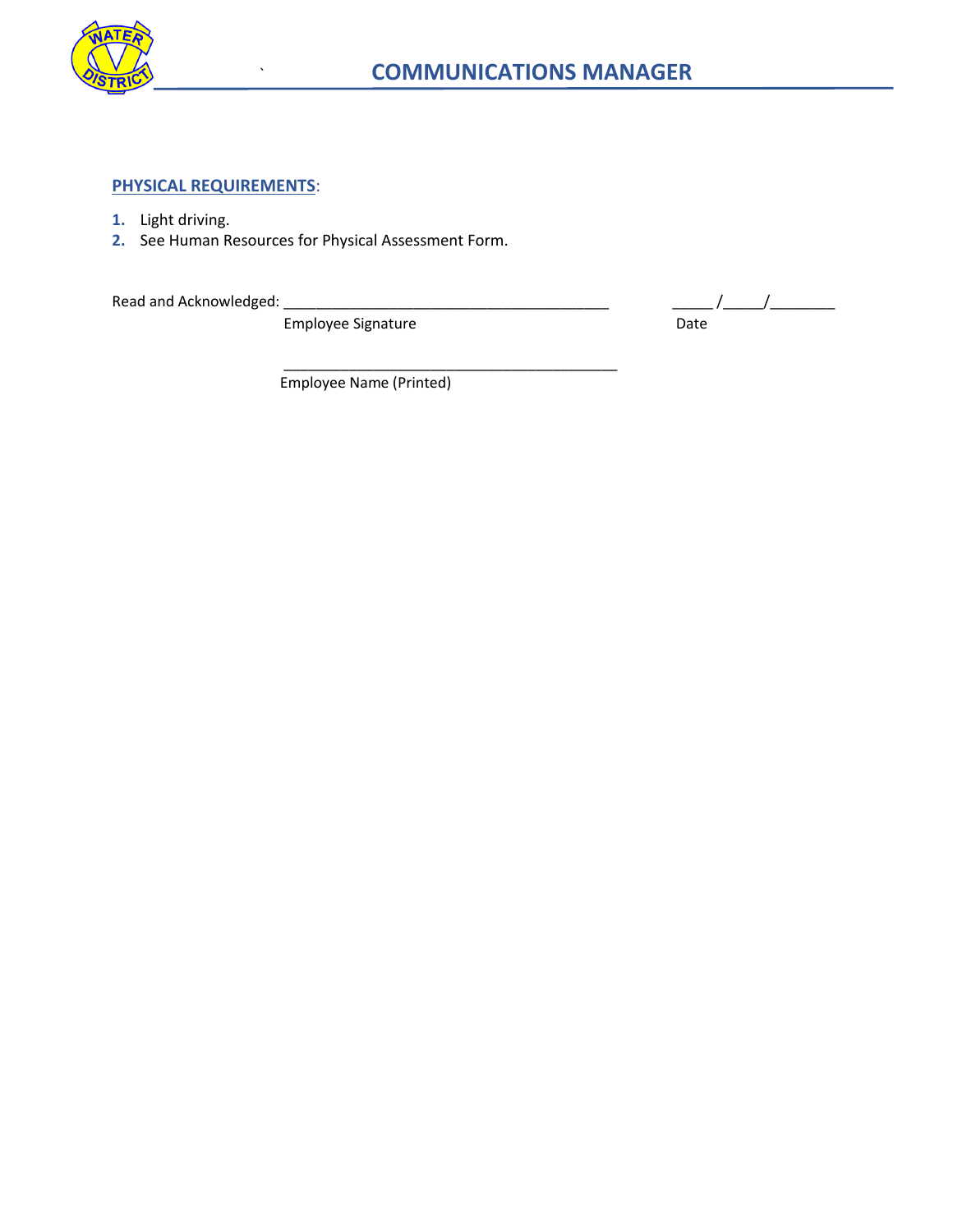**PHYSICAL REQUIREMENTS**:

1. Light driving.
2. See Human Resources for Physical Assessment Form.

Read and Acknowledged: ________________________________________ _____/_____/________

Employee Signature Date

________________________________________

Employee Name (Printed)